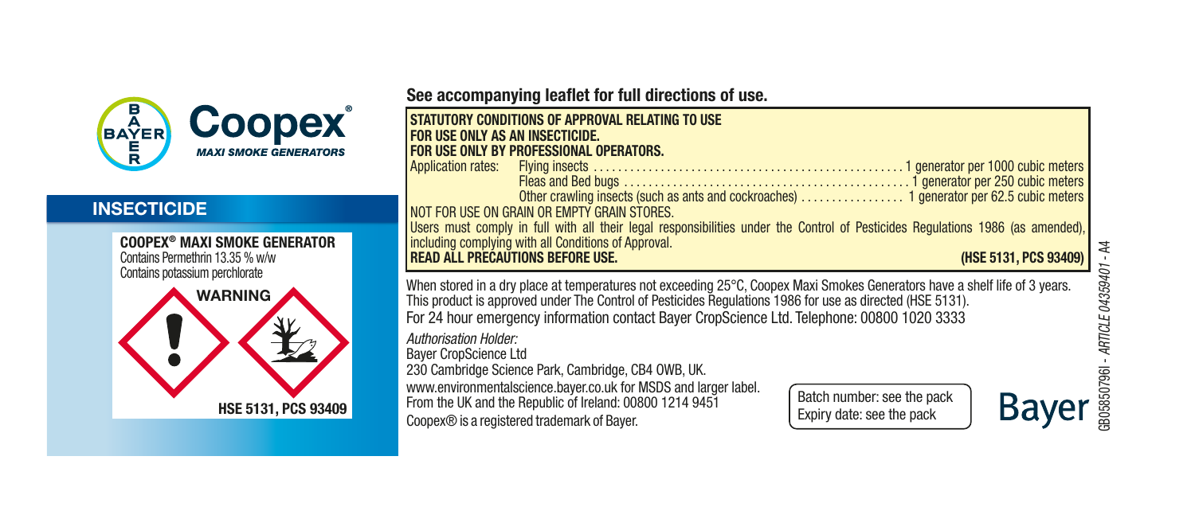**Coopex®**
*MAXI SMOKE GENERATORS*

## INSECTICIDE

**COOPEX® MAXI SMOKE GENERATOR**
Contains Permethrin 13.35 % w/w
Contains potassium perchlorate

**WARNING**

**HSE 5131, PCS 93409**

**See accompanying leaflet for full directions of use.**

**STATUTORY CONDITIONS OF APPROVAL RELATING TO USE**
**FOR USE ONLY AS AN INSECTICIDE.**
**FOR USE ONLY BY PROFESSIONAL OPERATORS.**

Application rates:
- Flying insects .......... 1 generator per 1000 cubic meters
- Fleas and Bed bugs .......... 1 generator per 250 cubic meters
- Other crawling insects (such as ants and cockroaches) .......... 1 generator per 62.5 cubic meters

NOT FOR USE ON GRAIN OR EMPTY GRAIN STORES.
Users must comply in full with all their legal responsibilities under the Control of Pesticides Regulations 1986 (as amended), including complying with all Conditions of Approval.
**READ ALL PRECAUTIONS BEFORE USE.** **(HSE 5131, PCS 93409)**

When stored in a dry place at temperatures not exceeding 25°C, Coopex Maxi Smokes Generators have a shelf life of 3 years.
This product is approved under The Control of Pesticides Regulations 1986 for use as directed (HSE 5131).
For 24 hour emergency information contact Bayer CropScience Ltd. Telephone: 00800 1020 3333

*Authorisation Holder:*
Bayer CropScience Ltd
230 Cambridge Science Park, Cambridge, CB4 0WB, UK.
www.environmentalscience.bayer.co.uk for MSDS and larger label.
From the UK and the Republic of Ireland: 00800 1214 9451
Coopex® is a registered trademark of Bayer.

Batch number: see the pack
Expiry date: see the pack

Bayer

GB05850796I - *ARTICLE 04359401 - A4*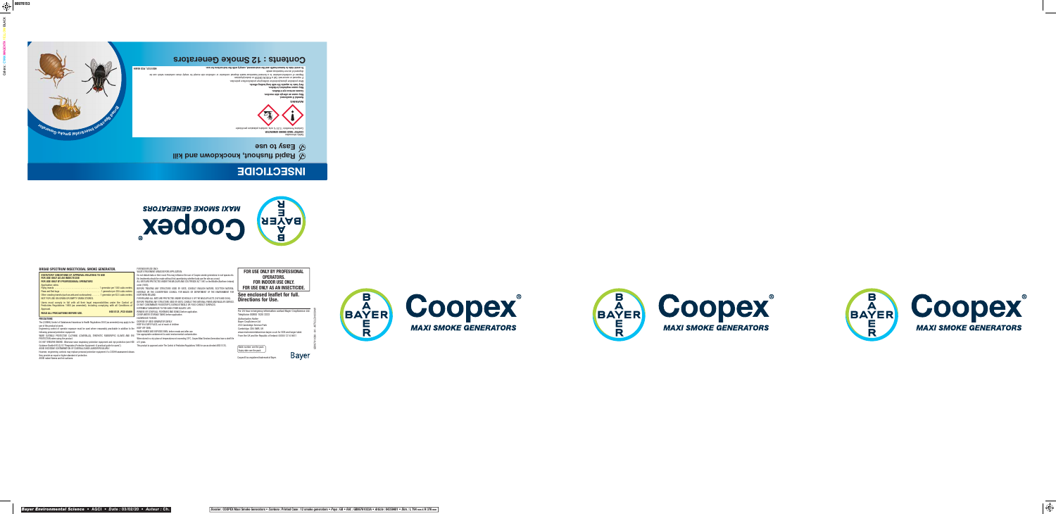# BROAD SPECTRUM INSECTICIDAL SMOKE GENERATOR.

| STATUTORY CONDITIONS OF APPROVAL RELATING TO USE FOR USE ONLY AS AN INSECTICIDE FOR USE ONLY BY PROFESSIONAL OPERATORS | |
|---|---|
| Application rates: | |
| Flying insects | 1 generator per 1000 cubic metres |
| Fleas and Bed bugs | 1 generator per 250 cubic metres |
| Other crawling insects (such as ants and cockroaches) | 1 generator per 62.5 cubic metres |
| NOT FOR USE ON GRAIN OR EMPTY GRAIN STORES. | |
| Users must comply to full with all their legal responsibilities under the Control of Pesticides Regulations 1986 (as amended), including complying with all Conditions of Approval. | |
| READ ALL PRECAUTIONS BEFORE USE. | HSE 5131, PCS 94089 |

**PRECAUTIONS**

The COSHH (Control of Substances Hazardous to Health Regulations 2002 (as amended) may apply to the use of this product at work.

Engineering control of operator exposure must be used where reasonably practicable in addition to the following personal protective equipment:

WEAR SUITABLE PROTECTIVE CLOTHING (COVERALLS), SYNTHETIC RUBBER/PVC GLOVES AND EYE PROTECTION when using this product.

DO NOT BREATHE SMOKE. Otherwise wear respiratory protection equipment and eye protection (see HSE Guidance Booklet HS (G) 53 "Respiratory Protective Equipment: A practical guide for users").

AVOID EXCESSIVE CONTAMINATION OF COVERALLS AND LAUNDER REGULARLY.

However, engineering controls may replace personal protective equipment if a COSHH assessment shows they provide an equal or higher standard of protection.

WASH hands before and after use.

FOR INDOOR USE ONLY.

VACATE TREATMENT AREAS DURING APPLICATION.

Do not disturb bats or their roost. This may influence the use of Coopex smoke generators in roof spaces etc. An insecticidal treatment of bats or their roost may constitute a offence under the Wildlife and Countryside Act 1981 or the Wildlife (Northern Ireland) order (1985).

BEFORE TREATING ANY STRUCTURE USED BY BATS, CONSULT ENGLISH NATURE, SCOTTISH NATURAL HERITAGE OR THE COUNTRYSIDE COUNCIL FOR WALES OR DEPARTMENT OF THE ENVIRONMENT FOR NORTHERN IRELAND.

COVER ALL CAGED BIRDS AND ANIMALS AND REMOVE PETS AND FISH.

BEFORE TREATING ANY STRUCTURE USED BY BATS OR BIRDS CONSULT THE NATURAL ENGLAND ADVISORY SERVICE.

DO NOT CONTAMINATE FOODSTUFFS, EATING UTENSILS, OR FOOD CONTACT SURFACES.

EXTREMELY DANGEROUS TO FISH AND OTHER AQUATIC LIFE.

REMOVE OR COVER ALL FOODSTUFFS AND DRINKS before application.

COVER WATER STORAGE TANKS before application.

HAZARDOUS TO BEES.

DISPOSE OF USED GENERATORS SAFELY.

KEEP IN A SAFE PLACE, out of reach of children.

KEEP DRY. STORE IN A COOL, DRY PLACE.

WASH HANDS AND EXPOSED SKIN, before meals and after use.

Use appropriate containment to avoid environmental contamination.

When stored in a dry place at temperatures not exceeding 25°C, Coopex Maxi Smoke Generators have a shelf life of 3 years.

This product is approved under The Control of Pesticides Regulations 1986 (as amended) (HSE 5131).

**FOR USE ONLY BY PROFESSIONAL OPERATORS.**
**FOR INDOOR USE ONLY.**
**FOR USE ONLY AS AN INSECTICIDE.**

## See enclosed leaflet for full. Directions for Use.

For 24 hour emergency information contact Bayer CropScience Ltd.
Telephone 00800 1020 3333

Authorisation Holder:
Bayer CropScience Ltd.
230 Cambridge Science Park
Cambridge, CB4 0WB, UK
www.environmentalscience.bayer.co.uk for SDS and larger label.
From the UK and the Republic of Ireland: 00353 1216 3651

Batch number: see the pack
Expiry date: see the pack

Coopex® is a registered trademark of Bayer

Bayer

# Coopex®
## MAXI SMOKE GENERATORS

# Coopex®
## MAXI SMOKE GENERATORS

# Coopex®
## MAXI SMOKE GENERATORS

# Coopex®
## MAXI SMOKE GENERATORS

# INSECTICIDE

- Rapid flushout, knockdown and kill
- Easy to use

**COOPEX® MAXI SMOKE GENERATOR**
Contains Permethrin 13.5% w/w, contains potassium perchlorate

WARNING

Harmful if swallowed.
May cause an allergic skin reaction.
Causes serious eye irritation.
May cause respiratory irritation.
Very toxic to aquatic life with long lasting effects.
Wear protective gloves/protective clothing/eye protection/face protection.
IF exposed or concerned, call a POISON CENTER or doctor/physician.
Dispose of contents/container to a licensed hazardous-waste disposal contractor or collection site except for empty clean containers which can be disposed of as non-hazardous waste.

**To avoid risks to human health and the environment, comply with the instructions for use.** HSE 5131, PCS 94089

# Contents : 12 Smoke Generators

Broad Spectrum Insecticidal Smoke Generator

Bayer Environmental Science • AGCI • Date : 03/02/20 • Auteur : Ch.

Dossier : COOPEX Maxi Smoke Generators • Contenu : Printed Case : 12 smoke generators • Pays : GB • Inf. : GB80761033A • Article : 84339481 • Dim. : L 790 mm x H 370 mm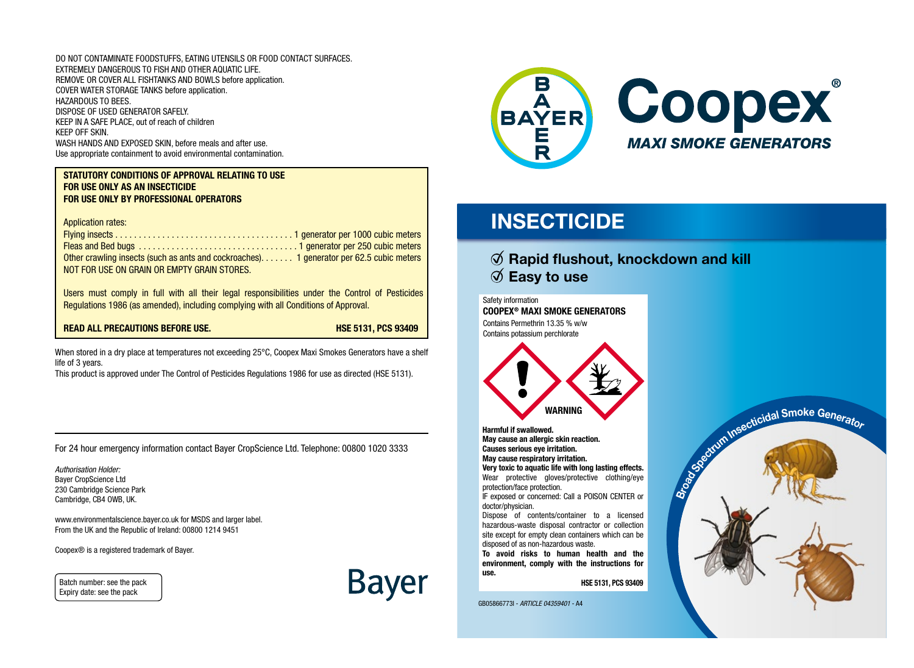DO NOT CONTAMINATE FOODSTUFFS, EATING UTENSILS OR FOOD CONTACT SURFACES.
EXTREMELY DANGEROUS TO FISH AND OTHER AQUATIC LIFE.
REMOVE OR COVER ALL FISHTANKS AND BOWLS before application.
COVER WATER STORAGE TANKS before application.
HAZARDOUS TO BEES.
DISPOSE OF USED GENERATOR SAFELY.
KEEP IN A SAFE PLACE, out of reach of children
KEEP OFF SKIN.
WASH HANDS AND EXPOSED SKIN, before meals and after use.
Use appropriate containment to avoid environmental contamination.

**STATUTORY CONDITIONS OF APPROVAL RELATING TO USE**
**FOR USE ONLY AS AN INSECTICIDE**
**FOR USE ONLY BY PROFESSIONAL OPERATORS**

Application rates:

| | |
|---|---|
| Flying insects | 1 generator per 1000 cubic meters |
| Fleas and Bed bugs | 1 generator per 250 cubic meters |
| Other crawling insects (such as ants and cockroaches) | 1 generator per 62.5 cubic meters |

NOT FOR USE ON GRAIN OR EMPTY GRAIN STORES.

Users must comply in full with all their legal responsibilities under the Control of Pesticides Regulations 1986 (as amended), including complying with all Conditions of Approval.

**READ ALL PRECAUTIONS BEFORE USE.** **HSE 5131, PCS 93409**

When stored in a dry place at temperatures not exceeding 25°C, Coopex Maxi Smokes Generators have a shelf life of 3 years.
This product is approved under The Control of Pesticides Regulations 1986 for use as directed (HSE 5131).

For 24 hour emergency information contact Bayer CropScience Ltd. Telephone: 00800 1020 3333

*Authorisation Holder:*
Bayer CropScience Ltd
230 Cambridge Science Park
Cambridge, CB4 0WB, UK.

www.environmentalscience.bayer.co.uk for MSDS and larger label.
From the UK and the Republic of Ireland: 00800 1214 9451

Coopex® is a registered trademark of Bayer.

Batch number: see the pack
Expiry date: see the pack

Bayer

BAYER

# Coopex®

***MAXI SMOKE GENERATORS***

## INSECTICIDE

- **Rapid flushout, knockdown and kill**
- **Easy to use**

Safety information
**COOPEX® MAXI SMOKE GENERATORS**
Contains Permethrin 13.35 % w/w
Contains potassium perchlorate

**WARNING**

**Harmful if swallowed.**
**May cause an allergic skin reaction.**
**Causes serious eye irritation.**
**May cause respiratory irritation.**
**Very toxic to aquatic life with long lasting effects.**
Wear protective gloves/protective clothing/eye protection/face protection.
IF exposed or concerned: Call a POISON CENTER or doctor/physician.
Dispose of contents/container to a licensed hazardous-waste disposal contractor or collection site except for empty clean containers which can be disposed of as non-hazardous waste.
**To avoid risks to human health and the environment, comply with the instructions for use.**

**HSE 5131, PCS 93409**

**Broad Spectrum Insecticidal Smoke Generator**

GB05866773I - *ARTICLE 04359401* - A4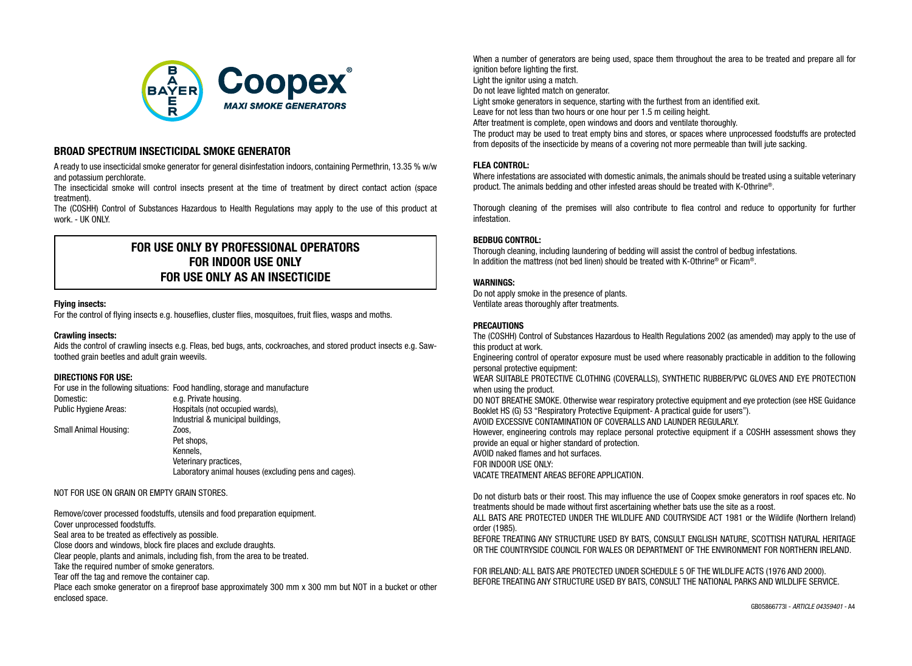# Coopex®

*MAXI SMOKE GENERATORS*

## BROAD SPECTRUM INSECTICIDAL SMOKE GENERATOR

A ready to use insecticidal smoke generator for general disinfestation indoors, containing Permethrin, 13.35 % w/w and potassium perchlorate.

The insecticidal smoke will control insects present at the time of treatment by direct contact action (space treatment).

The (COSHH) Control of Substances Hazardous to Health Regulations may apply to the use of this product at work. - UK ONLY.

**FOR USE ONLY BY PROFESSIONAL OPERATORS**
**FOR INDOOR USE ONLY**
**FOR USE ONLY AS AN INSECTICIDE**

**Flying insects:**

For the control of flying insects e.g. houseflies, cluster flies, mosquitoes, fruit flies, wasps and moths.

**Crawling insects:**

Aids the control of crawling insects e.g. Fleas, bed bugs, ants, cockroaches, and stored product insects e.g. Saw-toothed grain beetles and adult grain weevils.

**DIRECTIONS FOR USE:**

For use in the following situations: Food handling, storage and manufacture

| | |
|---|---|
| Domestic: | e.g. Private housing. |
| Public Hygiene Areas: | Hospitals (not occupied wards), Industrial & municipal buildings, |
| Small Animal Housing: | Zoos, Pet shops, Kennels, Veterinary practices, Laboratory animal houses (excluding pens and cages). |

NOT FOR USE ON GRAIN OR EMPTY GRAIN STORES.

Remove/cover processed foodstuffs, utensils and food preparation equipment.
Cover unprocessed foodstuffs.
Seal area to be treated as effectively as possible.
Close doors and windows, block fire places and exclude draughts.
Clear people, plants and animals, including fish, from the area to be treated.
Take the required number of smoke generators.
Tear off the tag and remove the container cap.
Place each smoke generator on a fireproof base approximately 300 mm x 300 mm but NOT in a bucket or other enclosed space.
When a number of generators are being used, space them throughout the area to be treated and prepare all for ignition before lighting the first.
Light the ignitor using a match.
Do not leave lighted match on generator.
Light smoke generators in sequence, starting with the furthest from an identified exit.
Leave for not less than two hours or one hour per 1.5 m ceiling height.
After treatment is complete, open windows and doors and ventilate thoroughly.
The product may be used to treat empty bins and stores, or spaces where unprocessed foodstuffs are protected from deposits of the insecticide by means of a covering not more permeable than twill jute sacking.

**FLEA CONTROL:**

Where infestations are associated with domestic animals, the animals should be treated using a suitable veterinary product. The animals bedding and other infested areas should be treated with K-Othrine®.

Thorough cleaning of the premises will also contribute to flea control and reduce to opportunity for further infestation.

**BEDBUG CONTROL:**

Thorough cleaning, including laundering of bedding will assist the control of bedbug infestations.
In addition the mattress (not bed linen) should be treated with K-Othrine® or Ficam®.

**WARNINGS:**

Do not apply smoke in the presence of plants.
Ventilate areas thoroughly after treatments.

**PRECAUTIONS**

The (COSHH) Control of Substances Hazardous to Health Regulations 2002 (as amended) may apply to the use of this product at work.

Engineering control of operator exposure must be used where reasonably practicable in addition to the following personal protective equipment:

WEAR SUITABLE PROTECTIVE CLOTHING (COVERALLS), SYNTHETIC RUBBER/PVC GLOVES AND EYE PROTECTION when using the product.

DO NOT BREATHE SMOKE. Otherwise wear respiratory protective equipment and eye protection (see HSE Guidance Booklet HS (G) 53 "Respiratory Protective Equipment- A practical guide for users").

AVOID EXCESSIVE CONTAMINATION OF COVERALLS AND LAUNDER REGULARLY.

However, engineering controls may replace personal protective equipment if a COSHH assessment shows they provide an equal or higher standard of protection.

AVOID naked flames and hot surfaces.

FOR INDOOR USE ONLY:

VACATE TREATMENT AREAS BEFORE APPLICATION.

Do not disturb bats or their roost. This may influence the use of Coopex smoke generators in roof spaces etc. No treatments should be made without first ascertaining whether bats use the site as a roost.

ALL BATS ARE PROTECTED UNDER THE WILDLIFE AND COUTRYSIDE ACT 1981 or the Wildlife (Northern Ireland) order (1985).

BEFORE TREATING ANY STRUCTURE USED BY BATS, CONSULT ENGLISH NATURE, SCOTTISH NATURAL HERITAGE OR THE COUNTRYSIDE COUNCIL FOR WALES OR DEPARTMENT OF THE ENVIRONMENT FOR NORTHERN IRELAND.

FOR IRELAND: ALL BATS ARE PROTECTED UNDER SCHEDULE 5 OF THE WILDLIFE ACTS (1976 AND 2000). BEFORE TREATING ANY STRUCTURE USED BY BATS, CONSULT THE NATIONAL PARKS AND WILDLIFE SERVICE.

GB05866773I - *ARTICLE 04359401* - A4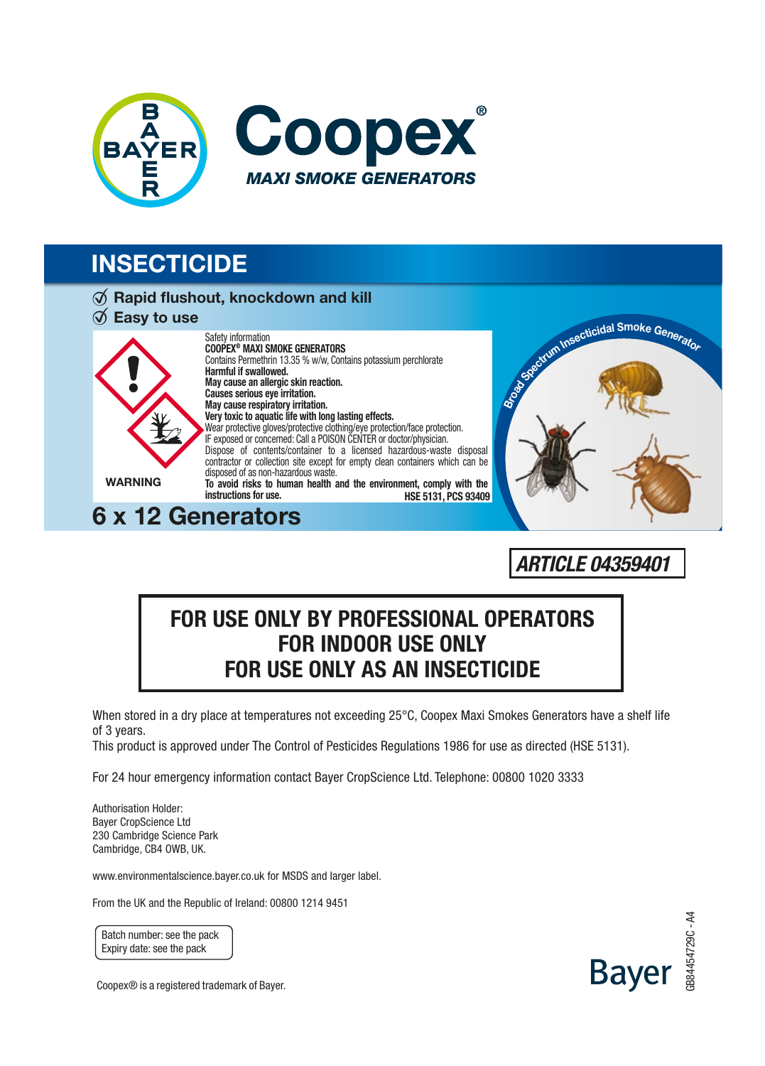# Coopex®

**MAXI SMOKE GENERATORS**

## INSECTICIDE

- Rapid flushout, knockdown and kill
- Easy to use

WARNING

Safety information
**COOPEX® MAXI SMOKE GENERATORS**
Contains Permethrin 13.35 % w/w, Contains potassium perchlorate
**Harmful if swallowed.**
**May cause an allergic skin reaction.**
**Causes serious eye irritation.**
**May cause respiratory irritation.**
**Very toxic to aquatic life with long lasting effects.**
Wear protective gloves/protective clothing/eye protection/face protection.
IF exposed or concerned: Call a POISON CENTER or doctor/physician.
Dispose of contents/container to a licensed hazardous-waste disposal contractor or collection site except for empty clean containers which can be disposed of as non-hazardous waste.
**To avoid risks to human health and the environment, comply with the instructions for use.** **HSE 5131, PCS 93409**

Broad Spectrum Insecticidal Smoke Generator

## 6 x 12 Generators

***ARTICLE 04359401***

**FOR USE ONLY BY PROFESSIONAL OPERATORS**
**FOR INDOOR USE ONLY**
**FOR USE ONLY AS AN INSECTICIDE**

When stored in a dry place at temperatures not exceeding 25°C, Coopex Maxi Smokes Generators have a shelf life of 3 years.
This product is approved under The Control of Pesticides Regulations 1986 for use as directed (HSE 5131).

For 24 hour emergency information contact Bayer CropScience Ltd. Telephone: 00800 1020 3333

Authorisation Holder:
Bayer CropScience Ltd
230 Cambridge Science Park
Cambridge, CB4 OWB, UK.

www.environmentalscience.bayer.co.uk for MSDS and larger label.

From the UK and the Republic of Ireland: 00800 1214 9451

Batch number: see the pack
Expiry date: see the pack

Coopex® is a registered trademark of Bayer.

Bayer

GB84454729C - A4